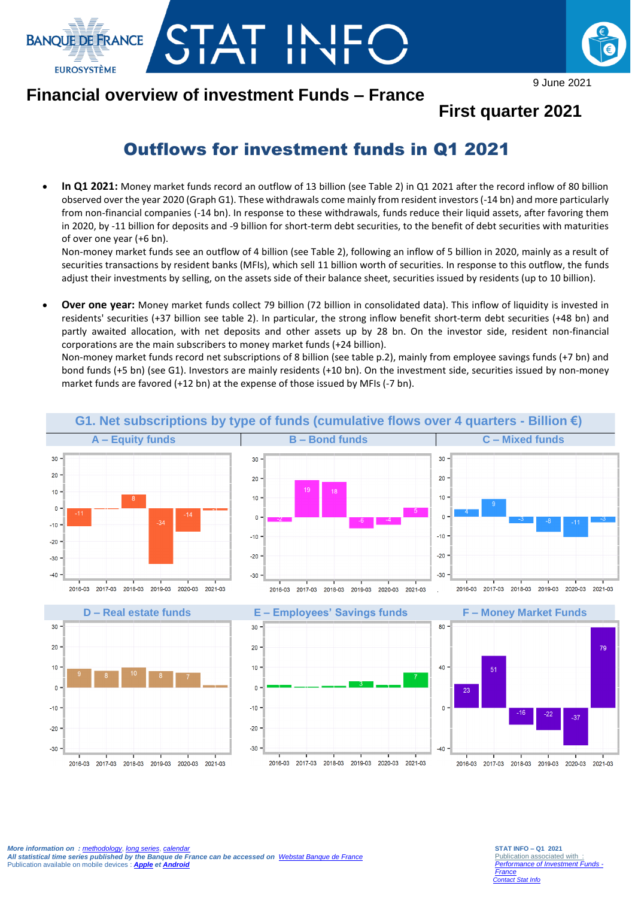9 June 2021

# Financial overview of investment Funds – France

## First quarter 2021

## Outflows for investment funds in Q1 2021

- **In Q1 2021:** Money market funds record an outflow of 13 billion (see Table 2) in Q1 2021 after the record inflow of 80 billion observed over the year 2020 (Graph G1). These withdrawals come mainly from resident investors (-14 bn) and more particularly from non-financial companies (-14 bn). In response to these withdrawals, funds reduce their liquid assets, after favoring them in 2020, by -11 billion for deposits and -9 billion for short-term debt securities, to the benefit of debt securities with maturities of over one year (+6 bn).
  Non-money market funds see an outflow of 4 billion (see Table 2), following an inflow of 5 billion in 2020, mainly as a result of securities transactions by resident banks (MFIs), which sell 11 billion worth of securities. In response to this outflow, the funds adjust their investments by selling, on the assets side of their balance sheet, securities issued by residents (up to 10 billion).

- **Over one year:** Money market funds collect 79 billion (72 billion in consolidated data). This inflow of liquidity is invested in residents' securities (+37 billion see table 2). In particular, the strong inflow benefit short-term debt securities (+48 bn) and partly awaited allocation, with net deposits and other assets up by 28 bn. On the investor side, resident non-financial corporations are the main subscribers to money market funds (+24 billion).
  Non-money market funds record net subscriptions of 8 billion (see table p.2), mainly from employee savings funds (+7 bn) and bond funds (+5 bn) (see G1). Investors are mainly residents (+10 bn). On the investment side, securities issued by non-money market funds are favored (+12 bn) at the expense of those issued by MFIs (-7 bn).

### G1. Net subscriptions by type of funds (cumulative flows over 4 quarters - Billion €)

| | 2016-03 | 2017-03 | 2018-03 | 2019-03 | 2020-03 | 2021-03 |
|---|---|---|---|---|---|---|
| A – Equity funds | -11 | | 8 | -34 | -14 | |
| B – Bond funds | -2 | 19 | 18 | -6 | -4 | 5 |
| C – Mixed funds | 4 | 9 | -3 | -8 | -11 | -3 |
| D – Real estate funds | 9 | 8 | 10 | 8 | 7 | |
| E – Employees' Savings funds | | | | 3 | | 7 |
| F – Money Market Funds | 23 | 51 | -16 | -22 | -37 | 79 |

*More information on : methodology, long series, calendar*
*All statistical time series published by the Banque de France can be accessed on Webstat Banque de France*
Publication available on mobile devices : ***Apple** et **Android***

**STAT INFO – Q1 2021**
Publication associated with : *Performance of Investment Funds - France*
*Contact Stat Info*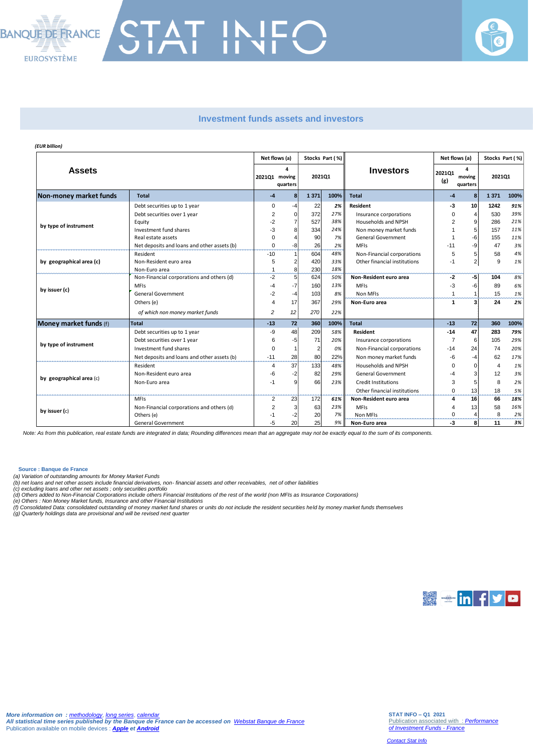## Investment funds assets and investors

*(EUR billion)*

| Assets | | Net flows (a) 2021Q1 | Net flows (a) 4 moving quarters | Stocks 2021Q1 | Part (%) | Investors | Net flows (a) 2021Q1 (g) | Net flows (a) 4 moving quarters | Stocks 2021Q1 | Part (%) |
|---|---|---|---|---|---|---|---|---|---|---|
| **Non-money market funds** | **Total** | **-4** | **8** | **1 371** | **100%** | **Total** | **-4** | **8** | **1 371** | **100%** |
| by type of instrument | Debt securities up to 1 year | 0 | -4 | 22 | *2%* | **Resident** | **-3** | **10** | **1242** | ***91%*** |
| | Debt securities over 1 year | 2 | 0 | 372 | *27%* | Insurance corporations | 0 | 4 | 530 | *39%* |
| | Equity | -2 | 7 | 527 | *38%* | Households and NPSH | 2 | 9 | 286 | *21%* |
| | Investment fund shares | -3 | 8 | 334 | *24%* | Non money market funds | 1 | 5 | 157 | *11%* |
| | Real estate assets | 0 | 4 | 90 | *7%* | General Government | 1 | -6 | 155 | *11%* |
| | Net deposits and loans and other assets (b) | 0 | -8 | 26 | *2%* | MFIs | -11 | -9 | 47 | *3%* |
| by geographical area (c) | Resident | -10 | 1 | 604 | *48%* | Non-Financial corporations | 5 | 5 | 58 | *4%* |
| | Non-Resident euro area | 5 | 2 | 420 | *33%* | Other financial institutions | -1 | 2 | 9 | *1%* |
| | Non-Euro area | 1 | 8 | 230 | *18%* | | | | | |
| by issuer (c) | Non-Financial corporations and others (d) | -2 | 5 | 624 | *50%* | **Non-Resident euro area** | **-2** | **-5** | **104** | *8%* |
| | MFIs | -4 | -7 | 160 | *13%* | MFIs | -3 | -6 | 89 | *6%* |
| | General Government | -2 | -4 | 103 | *8%* | Non MFIs | 1 | 1 | 15 | *1%* |
| | Others (e) | 4 | 17 | 367 | *29%* | **Non-Euro area** | **1** | **3** | **24** | ***2%*** |
| | *of which non money market funds* | *2* | *12* | *270* | *22%* | | | | | |
| **Money market funds** (f) | **Total** | **-13** | **72** | **360** | **100%** | **Total** | **-13** | **72** | **360** | **100%** |
| by type of instrument | Debt securities up to 1 year | -9 | 48 | 209 | *58%* | **Resident** | **-14** | **47** | **283** | ***79%*** |
| | Debt securities over 1 year | 6 | -5 | 71 | *20%* | Insurance corporations | 7 | 6 | 105 | *29%* |
| | Investment fund shares | 0 | 1 | 2 | *0%* | Non-Financial corporations | -14 | 24 | 74 | *20%* |
| | Net deposits and loans and other assets (b) | -11 | 28 | 80 | 22% | Non money market funds | -6 | -4 | 62 | *17%* |
| by geographical area (c) | Resident | 4 | 37 | 133 | *48%* | Households and NPSH | 0 | 0 | 4 | *1%* |
| | Non-Resident euro area | -6 | -2 | 82 | *29%* | General Government | -4 | 3 | 12 | *3%* |
| | Non-Euro area | -1 | 9 | 66 | *23%* | Credit Institutions | 3 | 5 | 8 | *2%* |
| | | | | | | Other financial institutions | 0 | 13 | 18 | *5%* |
| by issuer (c) | MFIs | 2 | 23 | 172 | ***61%*** | **Non-Resident euro area** | **4** | **16** | **66** | ***18%*** |
| | Non-Financial corporations and others (d) | 2 | 3 | 63 | *23%* | MFIs | 4 | 13 | 58 | *16%* |
| | Others (e) | -1 | -2 | 20 | *7%* | Non MFIs | 0 | 4 | 8 | *2%* |
| | General Government | -5 | 20 | 25 | *9%* | **Non-Euro area** | **-3** | **8** | **11** | ***3%*** |

*Note: As from this publication, real estate funds are integrated in data; Rounding differences mean that an aggregate may not be exactly equal to the sum of its components.*

**Source : Banque de France**

*(a) Variation of outstanding amounts for Money Market Funds*
*(b) net loans and net other assets include financial derivatives, non- financial assets and other receivables, net of other liabilities*
*(c) excluding loans and other net assets ; only securities portfolio*
*(d) Others added to Non-Financial Corporations include others Financial Institutions of the rest of the world (non MFIs as Insurance Corporations)*
*(e) Others : Non Money Market funds, Insurance and other Financial Institutions*
*(f) Consolidated Data: consolidated outstanding of money market fund shares or units do not include the resident securities held by money market funds themselves*
*(g) Quarterly holdings data are provisional and will be revised next quarter*

***More information on : methodology, long series, calendar***
***All statistical time series published by the Banque de France can be accessed on Webstat Banque de France***
Publication available on mobile devices : ***Apple*** *et* ***Android***

**STAT INFO – Q1 2021**
Publication associated with : *Performance of Investment Funds - France*

*Contact Stat Info*